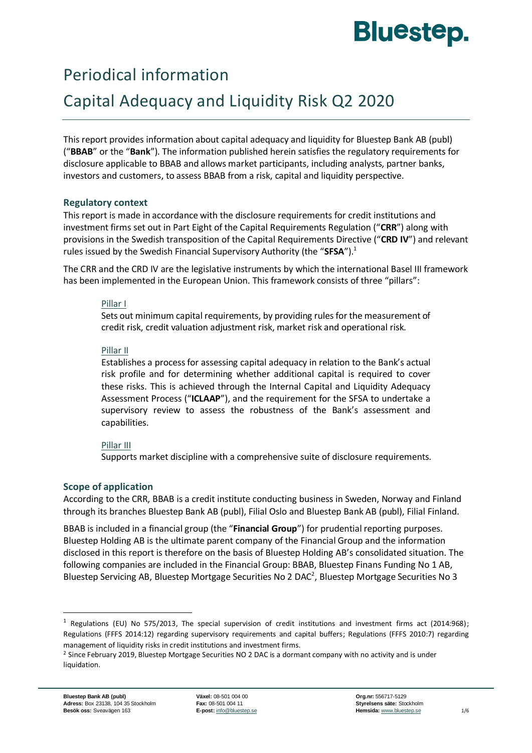# Periodical information

# Capital Adequacy and Liquidity Risk Q2 2020

This report provides information about capital adequacy and liquidity for Bluestep Bank AB (publ) ("**BBAB**" or the "**Bank**"). The information published herein satisfies the regulatory requirements for disclosure applicable to BBAB and allows market participants, including analysts, partner banks, investors and customers, to assess BBAB from a risk, capital and liquidity perspective.

### Regulatory context

This report is made in accordance with the disclosure requirements for credit institutions and investment firms set out in Part Eight of the Capital Requirements Regulation ("**CRR**") along with provisions in the Swedish transposition of the Capital Requirements Directive ("**CRD IV**") and relevant rules issued by the Swedish Financial Supervisory Authority (the "**SFSA**").[1]

The CRR and the CRD IV are the legislative instruments by which the international Basel III framework has been implemented in the European Union. This framework consists of three "pillars":

Pillar I
Sets out minimum capital requirements, by providing rules for the measurement of credit risk, credit valuation adjustment risk, market risk and operational risk.

Pillar II
Establishes a process for assessing capital adequacy in relation to the Bank's actual risk profile and for determining whether additional capital is required to cover these risks. This is achieved through the Internal Capital and Liquidity Adequacy Assessment Process ("**ICLAAP**"), and the requirement for the SFSA to undertake a supervisory review to assess the robustness of the Bank's assessment and capabilities.

Pillar III
Supports market discipline with a comprehensive suite of disclosure requirements.

### Scope of application

According to the CRR, BBAB is a credit institute conducting business in Sweden, Norway and Finland through its branches Bluestep Bank AB (publ), Filial Oslo and Bluestep Bank AB (publ), Filial Finland.

BBAB is included in a financial group (the "**Financial Group**") for prudential reporting purposes. Bluestep Holding AB is the ultimate parent company of the Financial Group and the information disclosed in this report is therefore on the basis of Bluestep Holding AB's consolidated situation. The following companies are included in the Financial Group: BBAB, Bluestep Finans Funding No 1 AB, Bluestep Servicing AB, Bluestep Mortgage Securities No 2 DAC[2], Bluestep Mortgage Securities No 3

[1] Regulations (EU) No 575/2013, The special supervision of credit institutions and investment firms act (2014:968); Regulations (FFFS 2014:12) regarding supervisory requirements and capital buffers; Regulations (FFFS 2010:7) regarding management of liquidity risks in credit institutions and investment firms.

[2] Since February 2019, Bluestep Mortgage Securities NO 2 DAC is a dormant company with no activity and is under liquidation.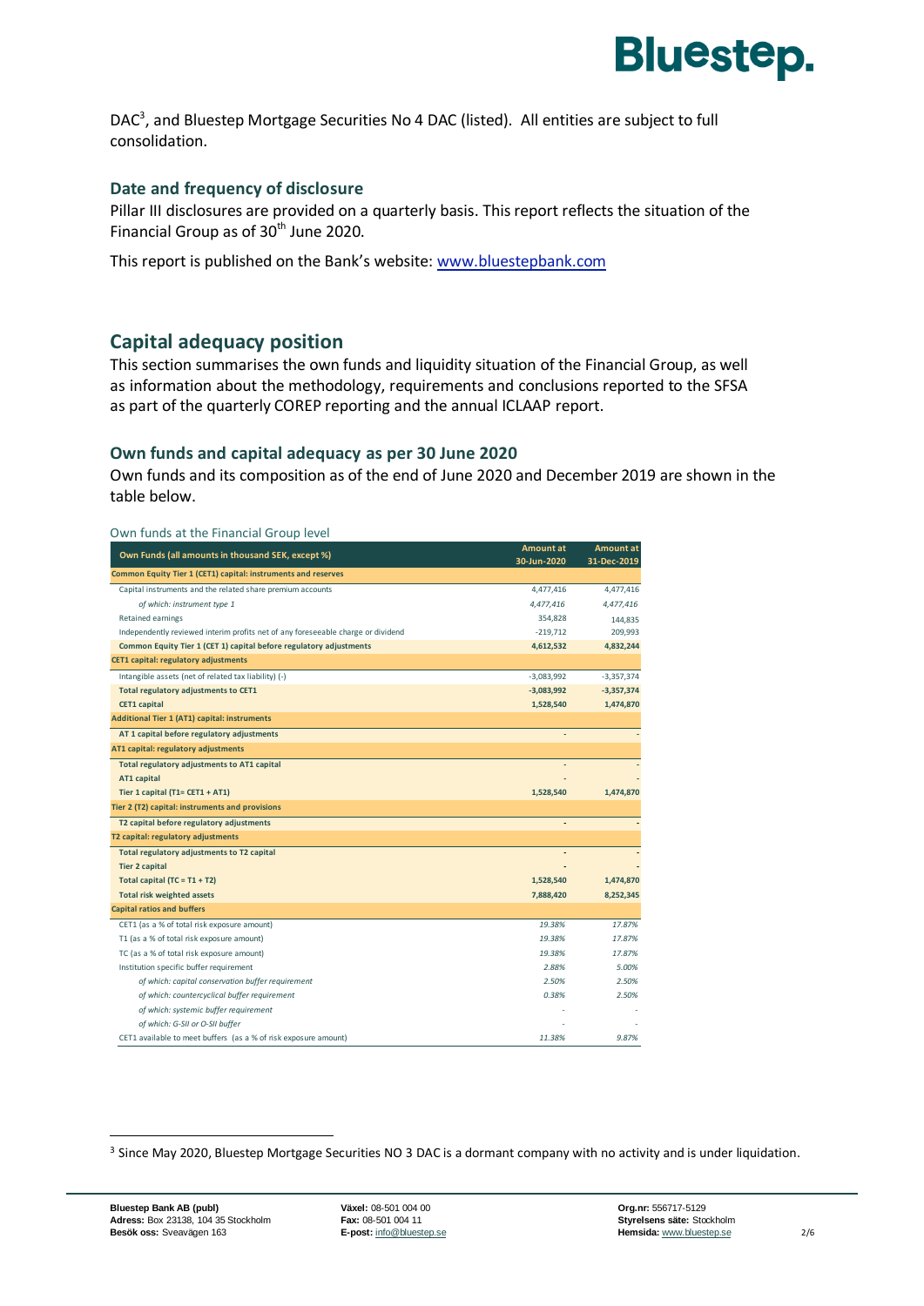DAC[3], and Bluestep Mortgage Securities No 4 DAC (listed). All entities are subject to full consolidation.

### Date and frequency of disclosure

Pillar III disclosures are provided on a quarterly basis. This report reflects the situation of the Financial Group as of 30th June 2020.

This report is published on the Bank's website: www.bluestepbank.com

## Capital adequacy position

This section summarises the own funds and liquidity situation of the Financial Group, as well as information about the methodology, requirements and conclusions reported to the SFSA as part of the quarterly COREP reporting and the annual ICLAAP report.

### Own funds and capital adequacy as per 30 June 2020

Own funds and its composition as of the end of June 2020 and December 2019 are shown in the table below.

Own funds at the Financial Group level

| Own Funds (all amounts in thousand SEK, except %) | Amount at 30-Jun-2020 | Amount at 31-Dec-2019 |
|---|---|---|
| **Common Equity Tier 1 (CET1) capital: instruments and reserves** | | |
| Capital instruments and the related share premium accounts | 4,477,416 | 4,477,416 |
| *of which: instrument type 1* | *4,477,416* | *4,477,416* |
| Retained earnings | 354,828 | 144,835 |
| Independently reviewed interim profits net of any foreseeable charge or dividend | -219,712 | 209,993 |
| **Common Equity Tier 1 (CET 1) capital before regulatory adjustments** | **4,612,532** | **4,832,244** |
| **CET1 capital: regulatory adjustments** | | |
| Intangible assets (net of related tax liability) (-) | -3,083,992 | -3,357,374 |
| **Total regulatory adjustments to CET1** | **-3,083,992** | **-3,357,374** |
| **CET1 capital** | **1,528,540** | **1,474,870** |
| **Additional Tier 1 (AT1) capital: instruments** | | |
| **AT 1 capital before regulatory adjustments** | - | - |
| **AT1 capital: regulatory adjustments** | | |
| **Total regulatory adjustments to AT1 capital** | - | - |
| **AT1 capital** | - | - |
| **Tier 1 capital (T1= CET1 + AT1)** | **1,528,540** | **1,474,870** |
| **Tier 2 (T2) capital: instruments and provisions** | | |
| **T2 capital before regulatory adjustments** | - | - |
| **T2 capital: regulatory adjustments** | | |
| **Total regulatory adjustments to T2 capital** | - | - |
| **Tier 2 capital** | - | - |
| **Total capital (TC = T1 + T2)** | **1,528,540** | **1,474,870** |
| **Total risk weighted assets** | **7,888,420** | **8,252,345** |
| **Capital ratios and buffers** | | |
| CET1 (as a % of total risk exposure amount) | *19.38%* | *17.87%* |
| T1 (as a % of total risk exposure amount) | *19.38%* | *17.87%* |
| TC (as a % of total risk exposure amount) | *19.38%* | *17.87%* |
| Institution specific buffer requirement | *2.88%* | *5.00%* |
| *of which: capital conservation buffer requirement* | *2.50%* | *2.50%* |
| *of which: countercyclical buffer requirement* | *0.38%* | *2.50%* |
| *of which: systemic buffer requirement* | - | - |
| *of which: G-SII or O-SII buffer* | - | - |
| CET1 available to meet buffers (as a % of risk exposure amount) | *11.38%* | *9.87%* |

[3] Since May 2020, Bluestep Mortgage Securities NO 3 DAC is a dormant company with no activity and is under liquidation.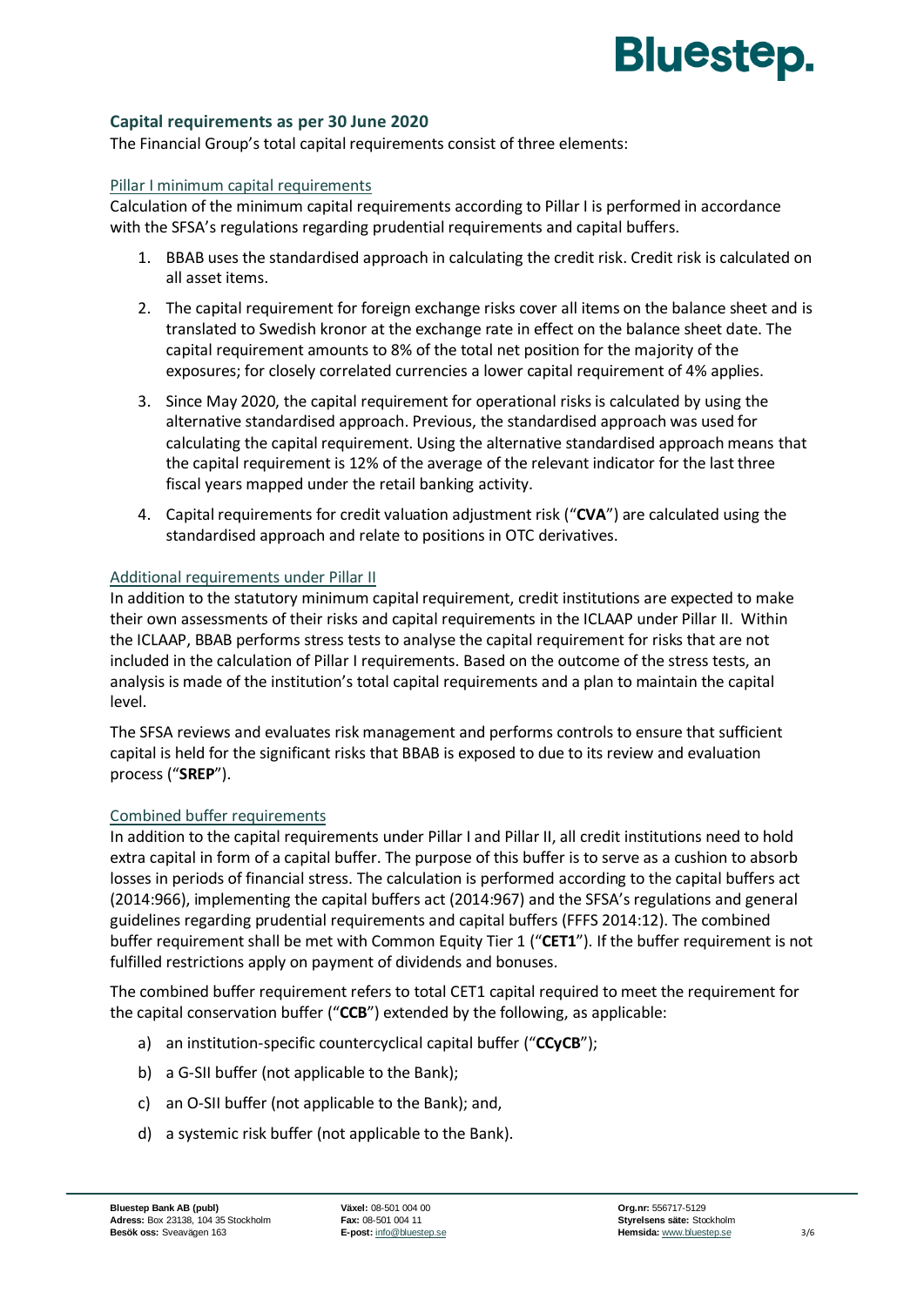## Capital requirements as per 30 June 2020

The Financial Group's total capital requirements consist of three elements:

### Pillar I minimum capital requirements

Calculation of the minimum capital requirements according to Pillar I is performed in accordance with the SFSA's regulations regarding prudential requirements and capital buffers.

1. BBAB uses the standardised approach in calculating the credit risk. Credit risk is calculated on all asset items.
2. The capital requirement for foreign exchange risks cover all items on the balance sheet and is translated to Swedish kronor at the exchange rate in effect on the balance sheet date. The capital requirement amounts to 8% of the total net position for the majority of the exposures; for closely correlated currencies a lower capital requirement of 4% applies.
3. Since May 2020, the capital requirement for operational risks is calculated by using the alternative standardised approach. Previous, the standardised approach was used for calculating the capital requirement. Using the alternative standardised approach means that the capital requirement is 12% of the average of the relevant indicator for the last three fiscal years mapped under the retail banking activity.
4. Capital requirements for credit valuation adjustment risk ("**CVA**") are calculated using the standardised approach and relate to positions in OTC derivatives.

### Additional requirements under Pillar II

In addition to the statutory minimum capital requirement, credit institutions are expected to make their own assessments of their risks and capital requirements in the ICLAAP under Pillar II. Within the ICLAAP, BBAB performs stress tests to analyse the capital requirement for risks that are not included in the calculation of Pillar I requirements. Based on the outcome of the stress tests, an analysis is made of the institution's total capital requirements and a plan to maintain the capital level.

The SFSA reviews and evaluates risk management and performs controls to ensure that sufficient capital is held for the significant risks that BBAB is exposed to due to its review and evaluation process ("**SREP**").

### Combined buffer requirements

In addition to the capital requirements under Pillar I and Pillar II, all credit institutions need to hold extra capital in form of a capital buffer. The purpose of this buffer is to serve as a cushion to absorb losses in periods of financial stress. The calculation is performed according to the capital buffers act (2014:966), implementing the capital buffers act (2014:967) and the SFSA's regulations and general guidelines regarding prudential requirements and capital buffers (FFFS 2014:12). The combined buffer requirement shall be met with Common Equity Tier 1 ("**CET1**"). If the buffer requirement is not fulfilled restrictions apply on payment of dividends and bonuses.

The combined buffer requirement refers to total CET1 capital required to meet the requirement for the capital conservation buffer ("**CCB**") extended by the following, as applicable:

a) an institution-specific countercyclical capital buffer ("**CCyCB**");

b) a G-SII buffer (not applicable to the Bank);

c) an O-SII buffer (not applicable to the Bank); and,

d) a systemic risk buffer (not applicable to the Bank).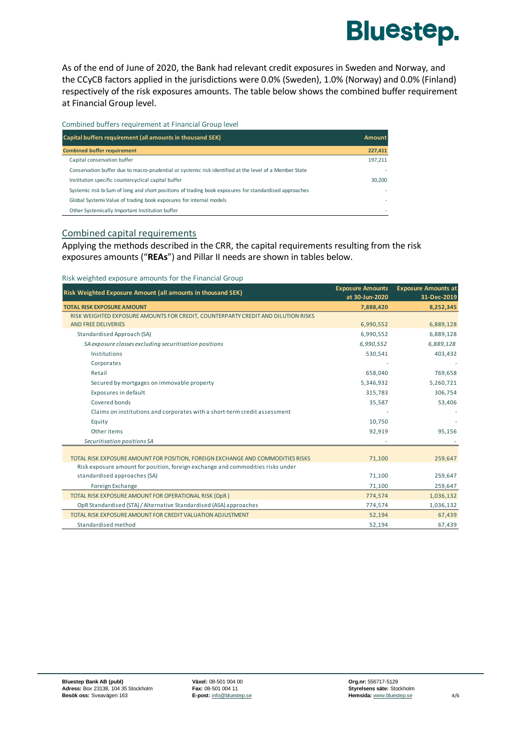As of the end of June of 2020, the Bank had relevant credit exposures in Sweden and Norway, and the CCyCB factors applied in the jurisdictions were 0.0% (Sweden), 1.0% (Norway) and 0.0% (Finland) respectively of the risk exposures amounts. The table below shows the combined buffer requirement at Financial Group level.

Combined buffers requirement at Financial Group level

| Capital buffers requirement (all amounts in thousand SEK) | Amount |
|---|---|
| **Combined buffer requirement** | **227,411** |
| Capital conservation buffer | 197,211 |
| Conservation buffer due to macro-prudential or systemic risk identified at the level of a Member State | - |
| Institution specific countercyclical capital buffer | 30,200 |
| Systemic risk bւSum of long and short positions of trading book exposures for standardised approaches | - |
| Global Systemi‹Value of trading book exposures for internal models | - |
| Other Systemically Important Institution buffer | - |

## Combined capital requirements

Applying the methods described in the CRR, the capital requirements resulting from the risk exposures amounts ("**REAs**") and Pillar II needs are shown in tables below.

Risk weighted exposure amounts for the Financial Group

| Risk Weighted Exposure Amount (all amounts in thousand SEK) | Exposure Amounts at 30-Jun-2020 | Exposure Amounts at 31-Dec-2019 |
|---|---|---|
| **TOTAL RISK EXPOSURE AMOUNT** | **7,888,420** | **8,252,345** |
| RISK WEIGHTED EXPOSURE AMOUNTS FOR CREDIT, COUNTERPARTY CREDIT AND DILUTION RISKS AND FREE DELIVERIES | 6,990,552 | 6,889,128 |
| Standardised Approach (SA) | 6,990,552 | 6,889,128 |
| *SA exposure classes excluding securitisation positions* | *6,990,552* | *6,889,128* |
| Institutions | 530,541 | 403,432 |
| Corporates | - | - |
| Retail | 658,040 | 769,658 |
| Secured by mortgages on immovable property | 5,346,932 | 5,260,721 |
| Exposures in default | 315,783 | 306,754 |
| Covered bonds | 35,587 | 53,406 |
| Claims on institutions and corporates with a short-term credit assessment | - | - |
| Equity | 10,750 | - |
| Other items | 92,919 | 95,156 |
| *Securitisation positions SA* | - | - |
| TOTAL RISK EXPOSURE AMOUNT FOR POSITION, FOREIGN EXCHANGE AND COMMODITIES RISKS | 71,100 | 259,647 |
| Risk exposure amount for position, foreign exchange and commodities risks under standardised approaches (SA) | 71,100 | 259,647 |
| Foreign Exchange | 71,100 | 259,647 |
| TOTAL RISK EXPOSURE AMOUNT FOR OPERATIONAL RISK (OpR ) | 774,574 | 1,036,132 |
| OpR Standardised (STA) / Alternative Standardised (ASA) approaches | 774,574 | 1,036,132 |
| TOTAL RISK EXPOSURE AMOUNT FOR CREDIT VALUATION ADJUSTMENT | 52,194 | 67,439 |
| Standardised method | 52,194 | 67,439 |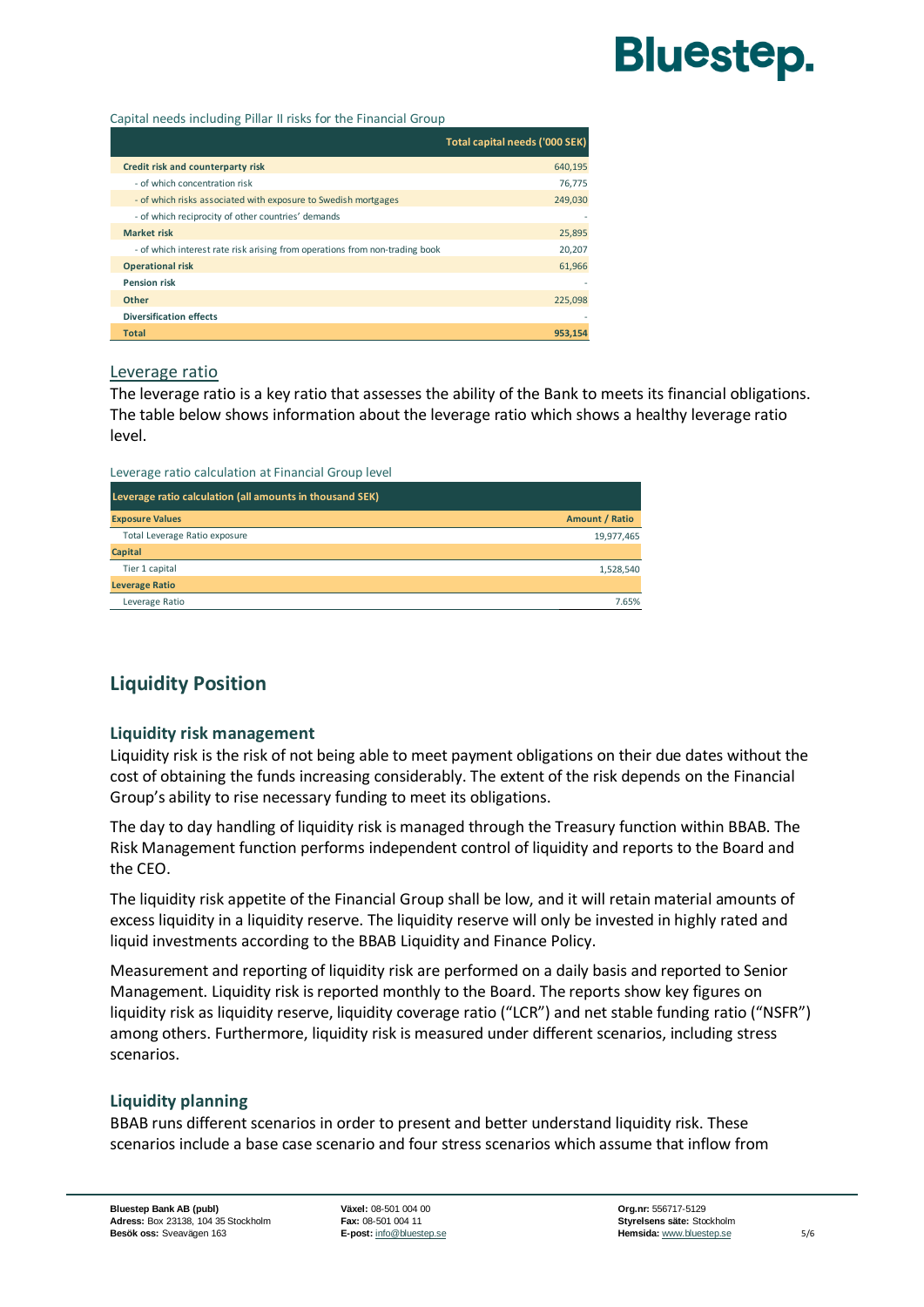Capital needs including Pillar II risks for the Financial Group

| | Total capital needs ('000 SEK) |
|---|---|
| **Credit risk and counterparty risk** | 640,195 |
| - of which concentration risk | 76,775 |
| - of which risks associated with exposure to Swedish mortgages | 249,030 |
| - of which reciprocity of other countries' demands | - |
| **Market risk** | 25,895 |
| - of which interest rate risk arising from operations from non-trading book | 20,207 |
| **Operational risk** | 61,966 |
| **Pension risk** | - |
| **Other** | 225,098 |
| **Diversification effects** | - |
| **Total** | **953,154** |

## Leverage ratio

The leverage ratio is a key ratio that assesses the ability of the Bank to meets its financial obligations. The table below shows information about the leverage ratio which shows a healthy leverage ratio level.

Leverage ratio calculation at Financial Group level

| Leverage ratio calculation (all amounts in thousand SEK) | |
|---|---|
| **Exposure Values** | **Amount / Ratio** |
| Total Leverage Ratio exposure | 19,977,465 |
| **Capital** | |
| Tier 1 capital | 1,528,540 |
| **Leverage Ratio** | |
| Leverage Ratio | 7.65% |

# Liquidity Position

### Liquidity risk management

Liquidity risk is the risk of not being able to meet payment obligations on their due dates without the cost of obtaining the funds increasing considerably. The extent of the risk depends on the Financial Group's ability to rise necessary funding to meet its obligations.

The day to day handling of liquidity risk is managed through the Treasury function within BBAB. The Risk Management function performs independent control of liquidity and reports to the Board and the CEO.

The liquidity risk appetite of the Financial Group shall be low, and it will retain material amounts of excess liquidity in a liquidity reserve. The liquidity reserve will only be invested in highly rated and liquid investments according to the BBAB Liquidity and Finance Policy.

Measurement and reporting of liquidity risk are performed on a daily basis and reported to Senior Management. Liquidity risk is reported monthly to the Board. The reports show key figures on liquidity risk as liquidity reserve, liquidity coverage ratio ("LCR") and net stable funding ratio ("NSFR") among others. Furthermore, liquidity risk is measured under different scenarios, including stress scenarios.

### Liquidity planning

BBAB runs different scenarios in order to present and better understand liquidity risk. These scenarios include a base case scenario and four stress scenarios which assume that inflow from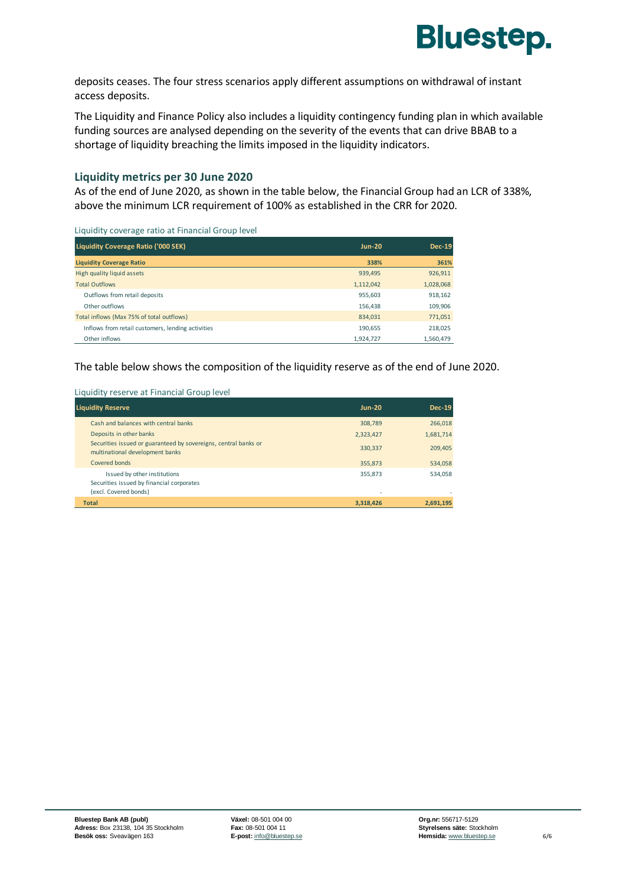deposits ceases. The four stress scenarios apply different assumptions on withdrawal of instant access deposits.

The Liquidity and Finance Policy also includes a liquidity contingency funding plan in which available funding sources are analysed depending on the severity of the events that can drive BBAB to a shortage of liquidity breaching the limits imposed in the liquidity indicators.

## Liquidity metrics per 30 June 2020

As of the end of June 2020, as shown in the table below, the Financial Group had an LCR of 338%, above the minimum LCR requirement of 100% as established in the CRR for 2020.

Liquidity coverage ratio at Financial Group level

| Liquidity Coverage Ratio ('000 SEK) | Jun-20 | Dec-19 |
|---|---|---|
| **Liquidity Coverage Ratio** | **338%** | **361%** |
| High quality liquid assets | 939,495 | 926,911 |
| Total Outflows | 1,112,042 | 1,028,068 |
| Outflows from retail deposits | 955,603 | 918,162 |
| Other outflows | 156,438 | 109,906 |
| Total inflows (Max 75% of total outflows) | 834,031 | 771,051 |
| Inflows from retail customers, lending activities | 190,655 | 218,025 |
| Other inflows | 1,924,727 | 1,560,479 |

The table below shows the composition of the liquidity reserve as of the end of June 2020.

Liquidity reserve at Financial Group level

| Liquidity Reserve | Jun-20 | Dec-19 |
|---|---|---|
| Cash and balances with central banks | 308,789 | 266,018 |
| Deposits in other banks | 2,323,427 | 1,681,714 |
| Securities issued or guaranteed by sovereigns, central banks or multinational development banks | 330,337 | 209,405 |
| Covered bonds | 355,873 | 534,058 |
| Issued by other institutions | 355,873 | 534,058 |
| Securities issued by financial corporates (excl. Covered bonds) | - | - |
| **Total** | **3,318,426** | **2,691,195** |

**Bluestep Bank AB (publ)**
**Adress:** Box 23138, 104 35 Stockholm
**Besök oss:** Sveavägen 163

**Växel:** 08-501 004 00
**Fax:** 08-501 004 11
**E-post:** info@bluestep.se

**Org.nr:** 556717-5129
**Styrelsens säte:** Stockholm
**Hemsida:** www.bluestep.se